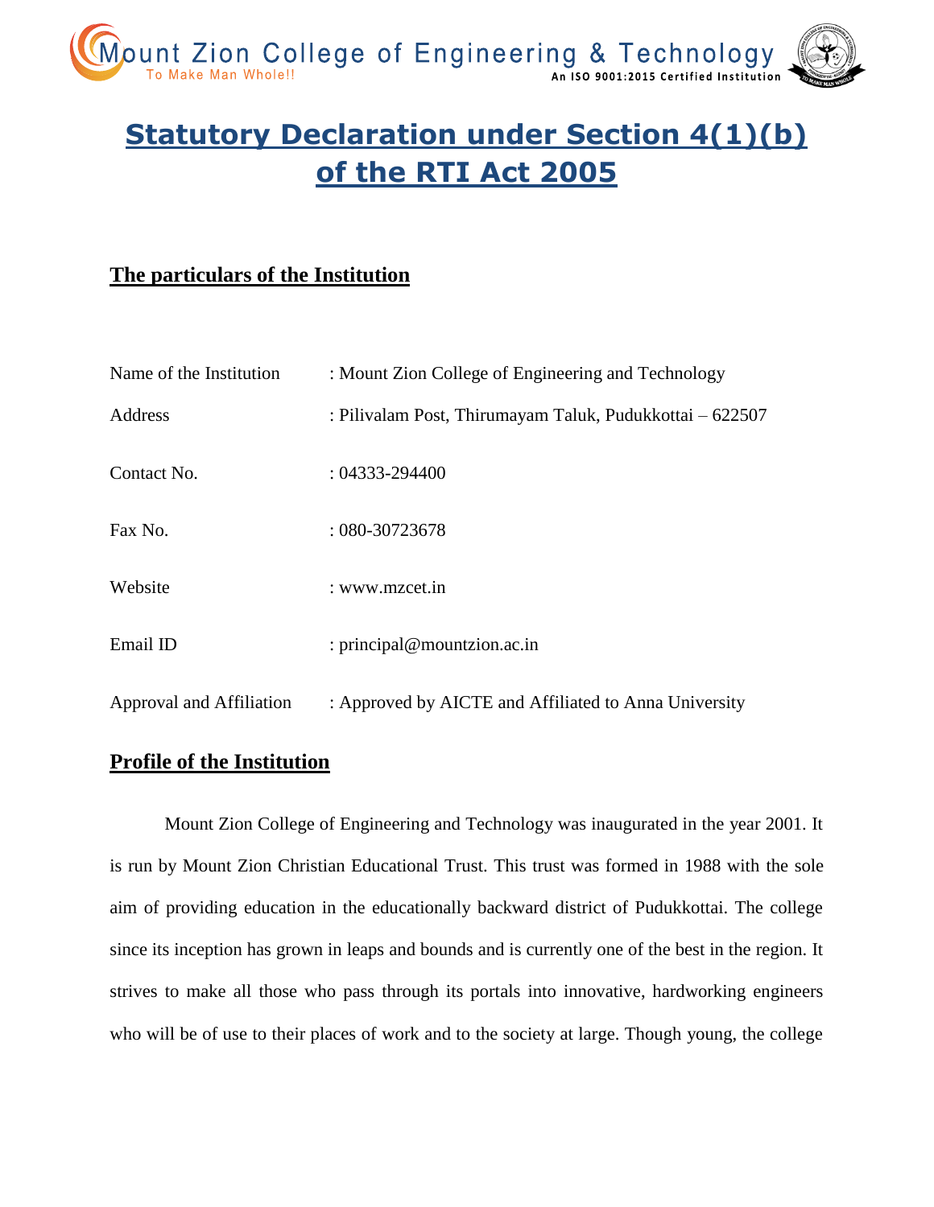# Statutory Declaration under Section 4(1)(b) of the RTI Act 2005

## The particulars of the Institution

| | |
|---|---|
| Name of the Institution | : Mount Zion College of Engineering and Technology |
| Address | : Pilivalam Post, Thirumayam Taluk, Pudukkottai – 622507 |
| Contact No. | : 04333-294400 |
| Fax No. | : 080-30723678 |
| Website | : www.mzcet.in |
| Email ID | : principal@mountzion.ac.in |
| Approval and Affiliation | : Approved by AICTE and Affiliated to Anna University |

## Profile of the Institution

Mount Zion College of Engineering and Technology was inaugurated in the year 2001. It is run by Mount Zion Christian Educational Trust. This trust was formed in 1988 with the sole aim of providing education in the educationally backward district of Pudukkottai. The college since its inception has grown in leaps and bounds and is currently one of the best in the region. It strives to make all those who pass through its portals into innovative, hardworking engineers who will be of use to their places of work and to the society at large. Though young, the college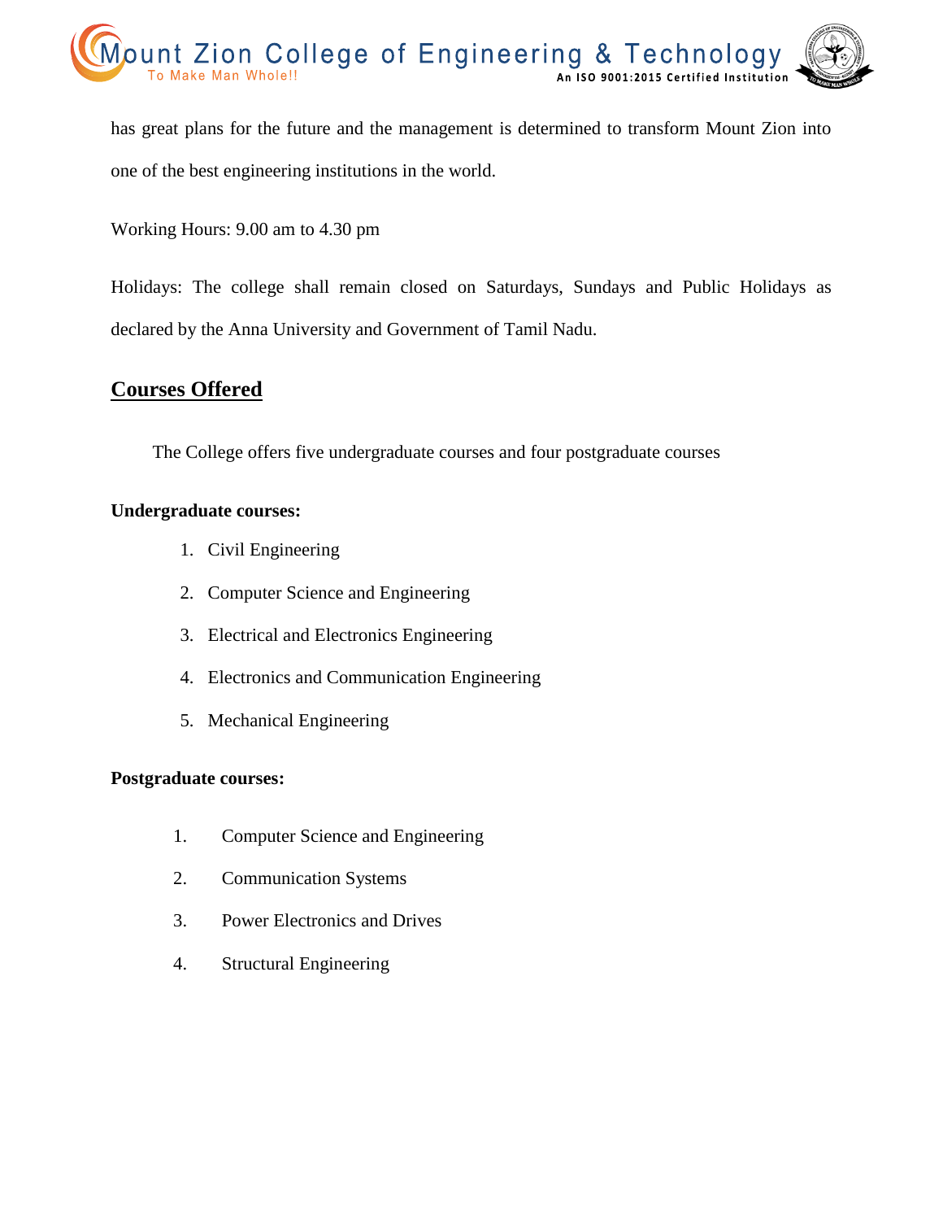has great plans for the future and the management is determined to transform Mount Zion into one of the best engineering institutions in the world.

Working Hours: 9.00 am to 4.30 pm

Holidays: The college shall remain closed on Saturdays, Sundays and Public Holidays as declared by the Anna University and Government of Tamil Nadu.

## Courses Offered

The College offers five undergraduate courses and four postgraduate courses

**Undergraduate courses:**

1. Civil Engineering
2. Computer Science and Engineering
3. Electrical and Electronics Engineering
4. Electronics and Communication Engineering
5. Mechanical Engineering

**Postgraduate courses:**

1. Computer Science and Engineering
2. Communication Systems
3. Power Electronics and Drives
4. Structural Engineering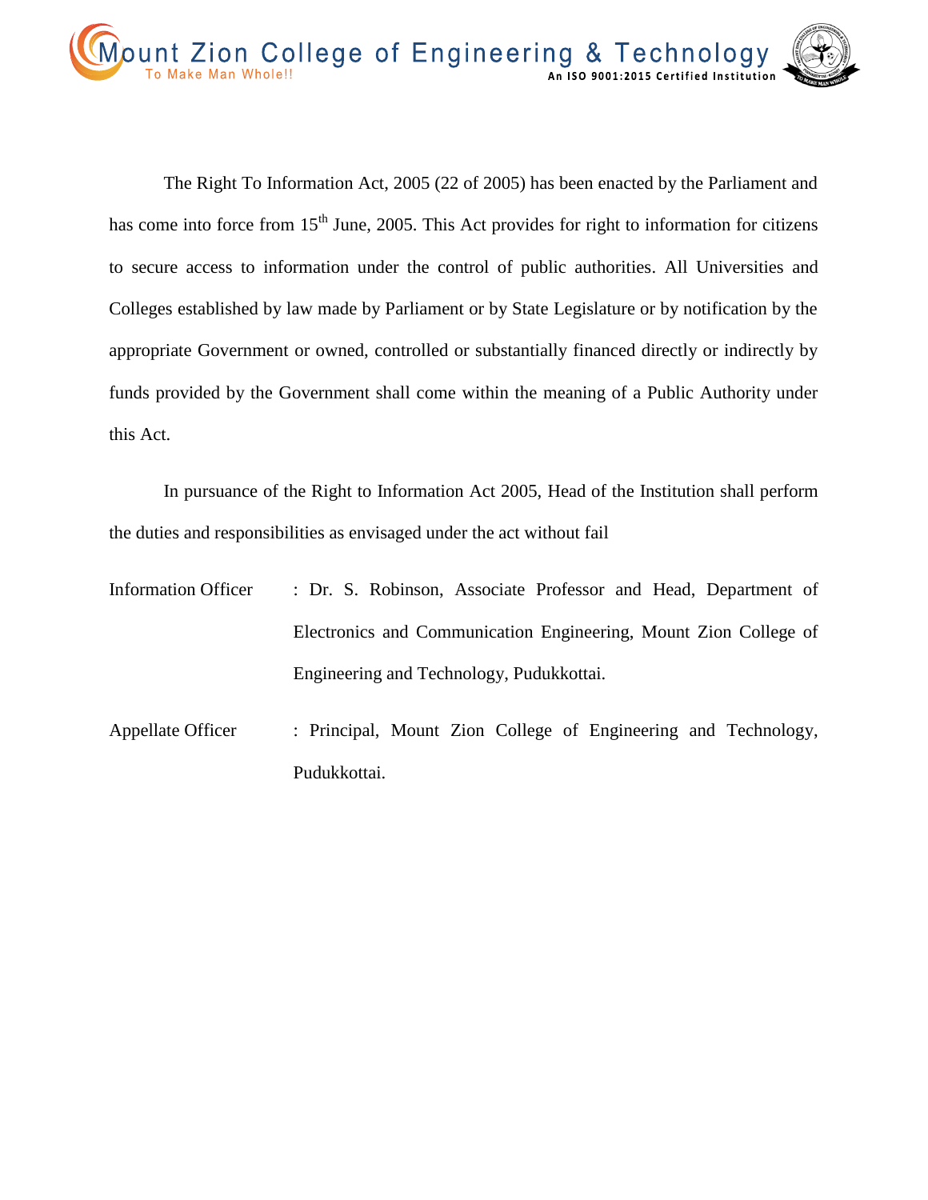The Right To Information Act, 2005 (22 of 2005) has been enacted by the Parliament and has come into force from 15th June, 2005. This Act provides for right to information for citizens to secure access to information under the control of public authorities. All Universities and Colleges established by law made by Parliament or by State Legislature or by notification by the appropriate Government or owned, controlled or substantially financed directly or indirectly by funds provided by the Government shall come within the meaning of a Public Authority under this Act.

In pursuance of the Right to Information Act 2005, Head of the Institution shall perform the duties and responsibilities as envisaged under the act without fail

Information Officer : Dr. S. Robinson, Associate Professor and Head, Department of Electronics and Communication Engineering, Mount Zion College of Engineering and Technology, Pudukkottai.

Appellate Officer : Principal, Mount Zion College of Engineering and Technology, Pudukkottai.